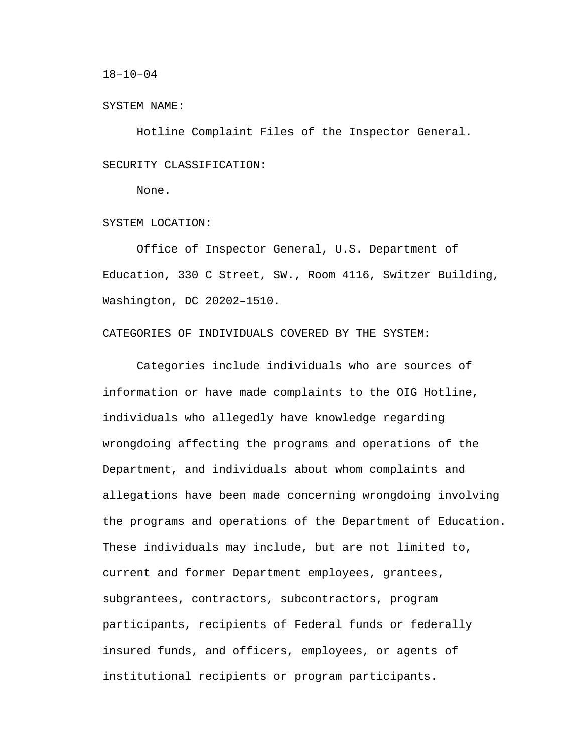18–10–04

SYSTEM NAME:

Hotline Complaint Files of the Inspector General.

SECURITY CLASSIFICATION:

None.

SYSTEM LOCATION:

Office of Inspector General, U.S. Department of Education, 330 C Street, SW., Room 4116, Switzer Building, Washington, DC 20202–1510.

CATEGORIES OF INDIVIDUALS COVERED BY THE SYSTEM:

Categories include individuals who are sources of information or have made complaints to the OIG Hotline, individuals who allegedly have knowledge regarding wrongdoing affecting the programs and operations of the Department, and individuals about whom complaints and allegations have been made concerning wrongdoing involving the programs and operations of the Department of Education. These individuals may include, but are not limited to, current and former Department employees, grantees, subgrantees, contractors, subcontractors, program participants, recipients of Federal funds or federally insured funds, and officers, employees, or agents of institutional recipients or program participants.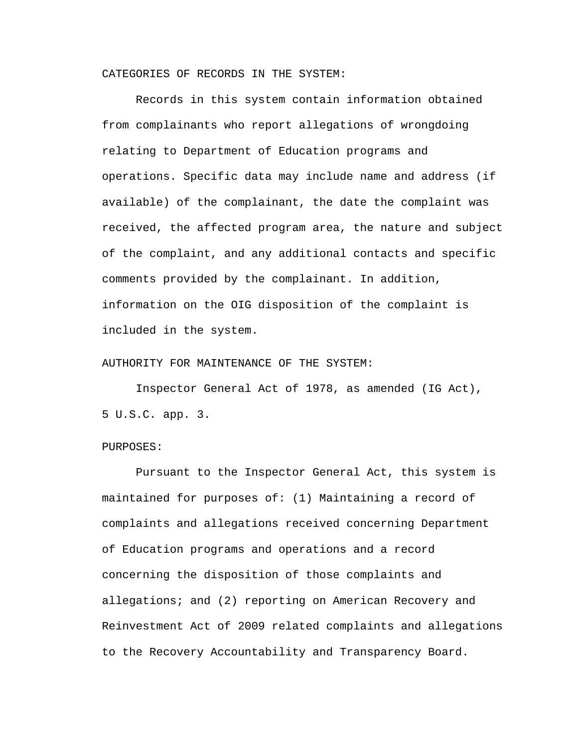CATEGORIES OF RECORDS IN THE SYSTEM:

Records in this system contain information obtained from complainants who report allegations of wrongdoing relating to Department of Education programs and operations. Specific data may include name and address (if available) of the complainant, the date the complaint was received, the affected program area, the nature and subject of the complaint, and any additional contacts and specific comments provided by the complainant. In addition, information on the OIG disposition of the complaint is included in the system.

AUTHORITY FOR MAINTENANCE OF THE SYSTEM:

Inspector General Act of 1978, as amended (IG Act), 5 U.S.C. app. 3.

PURPOSES:

Pursuant to the Inspector General Act, this system is maintained for purposes of: (1) Maintaining a record of complaints and allegations received concerning Department of Education programs and operations and a record concerning the disposition of those complaints and allegations; and (2) reporting on American Recovery and Reinvestment Act of 2009 related complaints and allegations to the Recovery Accountability and Transparency Board.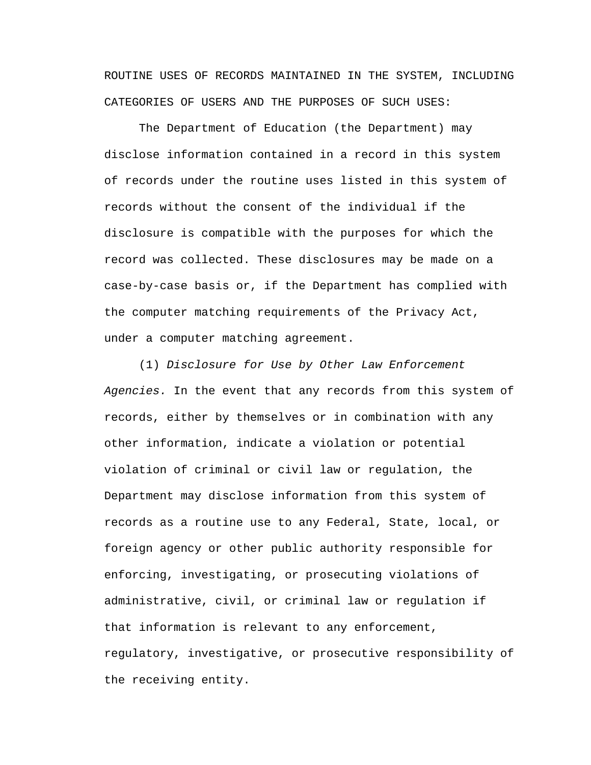ROUTINE USES OF RECORDS MAINTAINED IN THE SYSTEM, INCLUDING CATEGORIES OF USERS AND THE PURPOSES OF SUCH USES:

The Department of Education (the Department) may disclose information contained in a record in this system of records under the routine uses listed in this system of records without the consent of the individual if the disclosure is compatible with the purposes for which the record was collected. These disclosures may be made on a case-by-case basis or, if the Department has complied with the computer matching requirements of the Privacy Act, under a computer matching agreement.

(1) *Disclosure for Use by Other Law Enforcement Agencies.* In the event that any records from this system of records, either by themselves or in combination with any other information, indicate a violation or potential violation of criminal or civil law or regulation, the Department may disclose information from this system of records as a routine use to any Federal, State, local, or foreign agency or other public authority responsible for enforcing, investigating, or prosecuting violations of administrative, civil, or criminal law or regulation if that information is relevant to any enforcement, regulatory, investigative, or prosecutive responsibility of the receiving entity.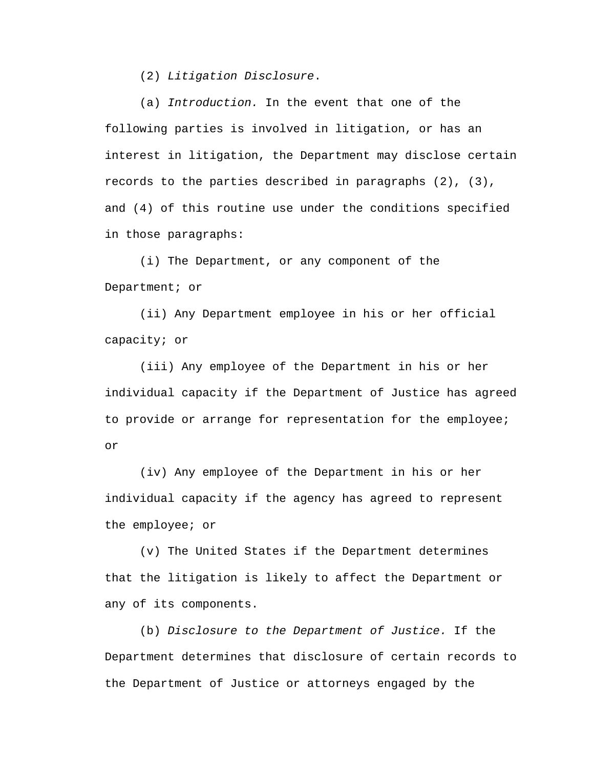(2) *Litigation Disclosure*.

(a) *Introduction.* In the event that one of the following parties is involved in litigation, or has an interest in litigation, the Department may disclose certain records to the parties described in paragraphs (2), (3), and (4) of this routine use under the conditions specified in those paragraphs:

(i) The Department, or any component of the Department; or

(ii) Any Department employee in his or her official capacity; or

(iii) Any employee of the Department in his or her individual capacity if the Department of Justice has agreed to provide or arrange for representation for the employee; or

(iv) Any employee of the Department in his or her individual capacity if the agency has agreed to represent the employee; or

(v) The United States if the Department determines that the litigation is likely to affect the Department or any of its components.

(b) *Disclosure to the Department of Justice.* If the Department determines that disclosure of certain records to the Department of Justice or attorneys engaged by the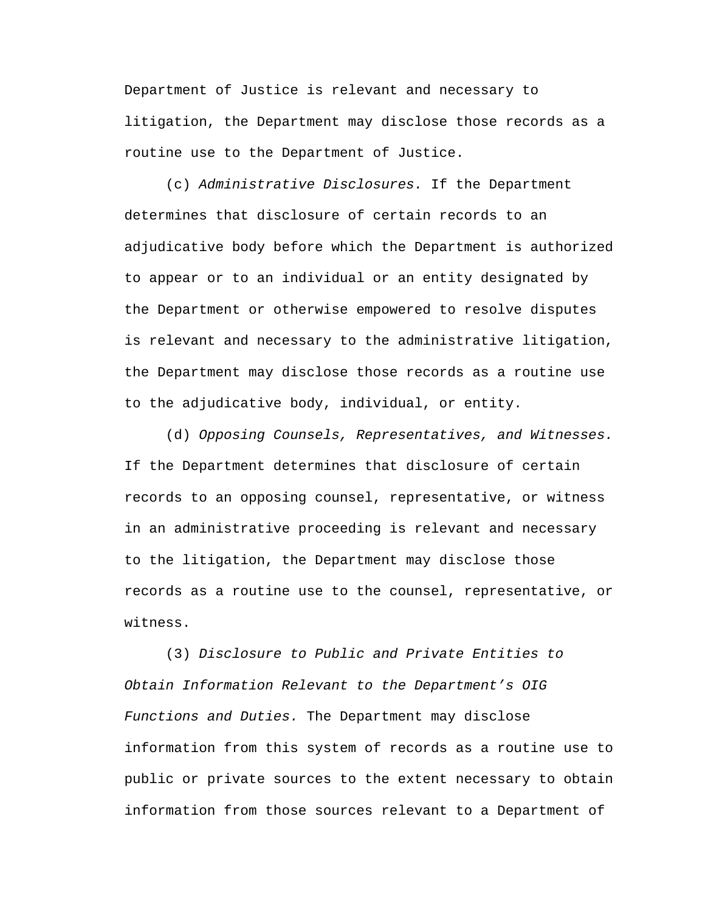Department of Justice is relevant and necessary to litigation, the Department may disclose those records as a routine use to the Department of Justice.

(c) *Administrative Disclosures.* If the Department determines that disclosure of certain records to an adjudicative body before which the Department is authorized to appear or to an individual or an entity designated by the Department or otherwise empowered to resolve disputes is relevant and necessary to the administrative litigation, the Department may disclose those records as a routine use to the adjudicative body, individual, or entity.

(d) *Opposing Counsels, Representatives, and Witnesses.* If the Department determines that disclosure of certain records to an opposing counsel, representative, or witness in an administrative proceeding is relevant and necessary to the litigation, the Department may disclose those records as a routine use to the counsel, representative, or witness.

(3) *Disclosure to Public and Private Entities to Obtain Information Relevant to the Department's OIG Functions and Duties.* The Department may disclose information from this system of records as a routine use to public or private sources to the extent necessary to obtain information from those sources relevant to a Department of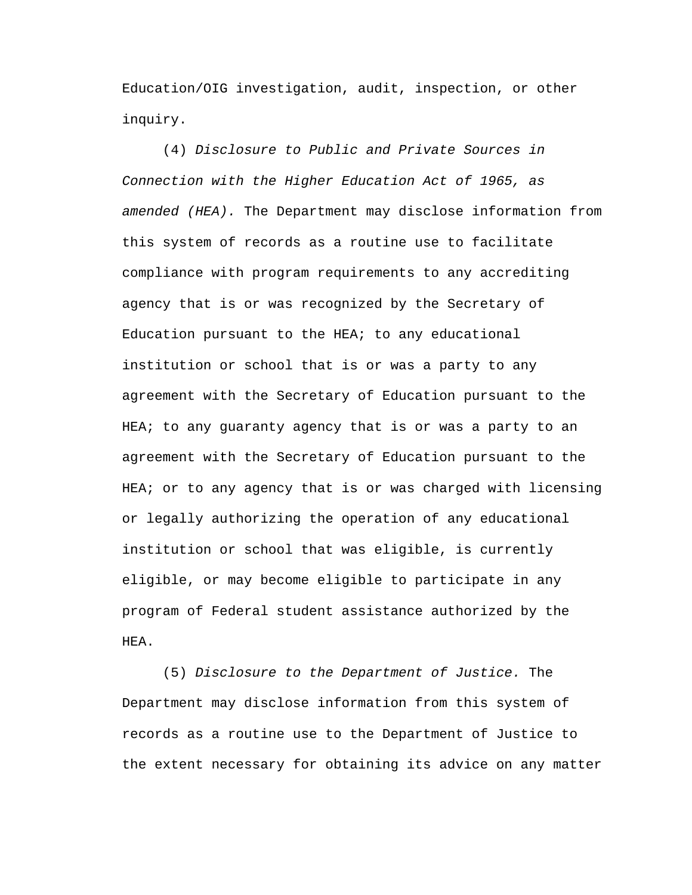Education/OIG investigation, audit, inspection, or other inquiry.

(4) *Disclosure to Public and Private Sources in Connection with the Higher Education Act of 1965, as amended (HEA).* The Department may disclose information from this system of records as a routine use to facilitate compliance with program requirements to any accrediting agency that is or was recognized by the Secretary of Education pursuant to the HEA; to any educational institution or school that is or was a party to any agreement with the Secretary of Education pursuant to the HEA; to any guaranty agency that is or was a party to an agreement with the Secretary of Education pursuant to the HEA; or to any agency that is or was charged with licensing or legally authorizing the operation of any educational institution or school that was eligible, is currently eligible, or may become eligible to participate in any program of Federal student assistance authorized by the HEA.

(5) *Disclosure to the Department of Justice.* The Department may disclose information from this system of records as a routine use to the Department of Justice to the extent necessary for obtaining its advice on any matter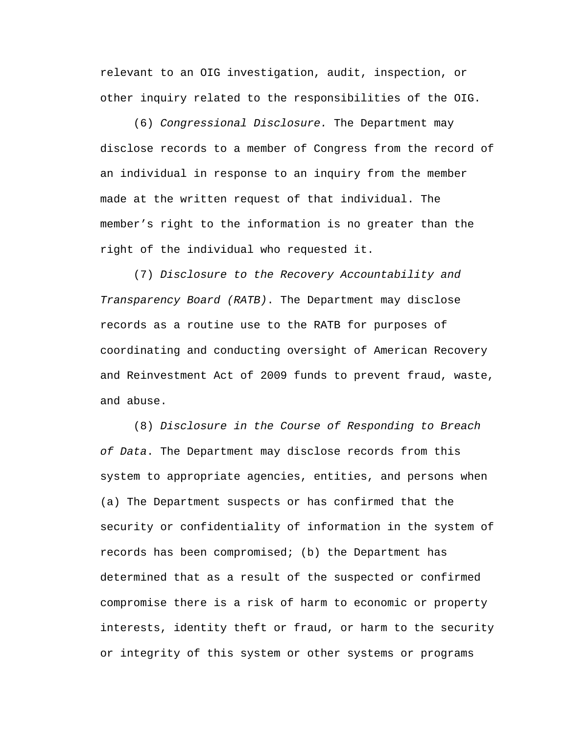relevant to an OIG investigation, audit, inspection, or other inquiry related to the responsibilities of the OIG.

(6) *Congressional Disclosure.* The Department may disclose records to a member of Congress from the record of an individual in response to an inquiry from the member made at the written request of that individual. The member's right to the information is no greater than the right of the individual who requested it.

(7) *Disclosure to the Recovery Accountability and Transparency Board (RATB)*. The Department may disclose records as a routine use to the RATB for purposes of coordinating and conducting oversight of American Recovery and Reinvestment Act of 2009 funds to prevent fraud, waste, and abuse.

(8) *Disclosure in the Course of Responding to Breach of Data*. The Department may disclose records from this system to appropriate agencies, entities, and persons when (a) The Department suspects or has confirmed that the security or confidentiality of information in the system of records has been compromised; (b) the Department has determined that as a result of the suspected or confirmed compromise there is a risk of harm to economic or property interests, identity theft or fraud, or harm to the security or integrity of this system or other systems or programs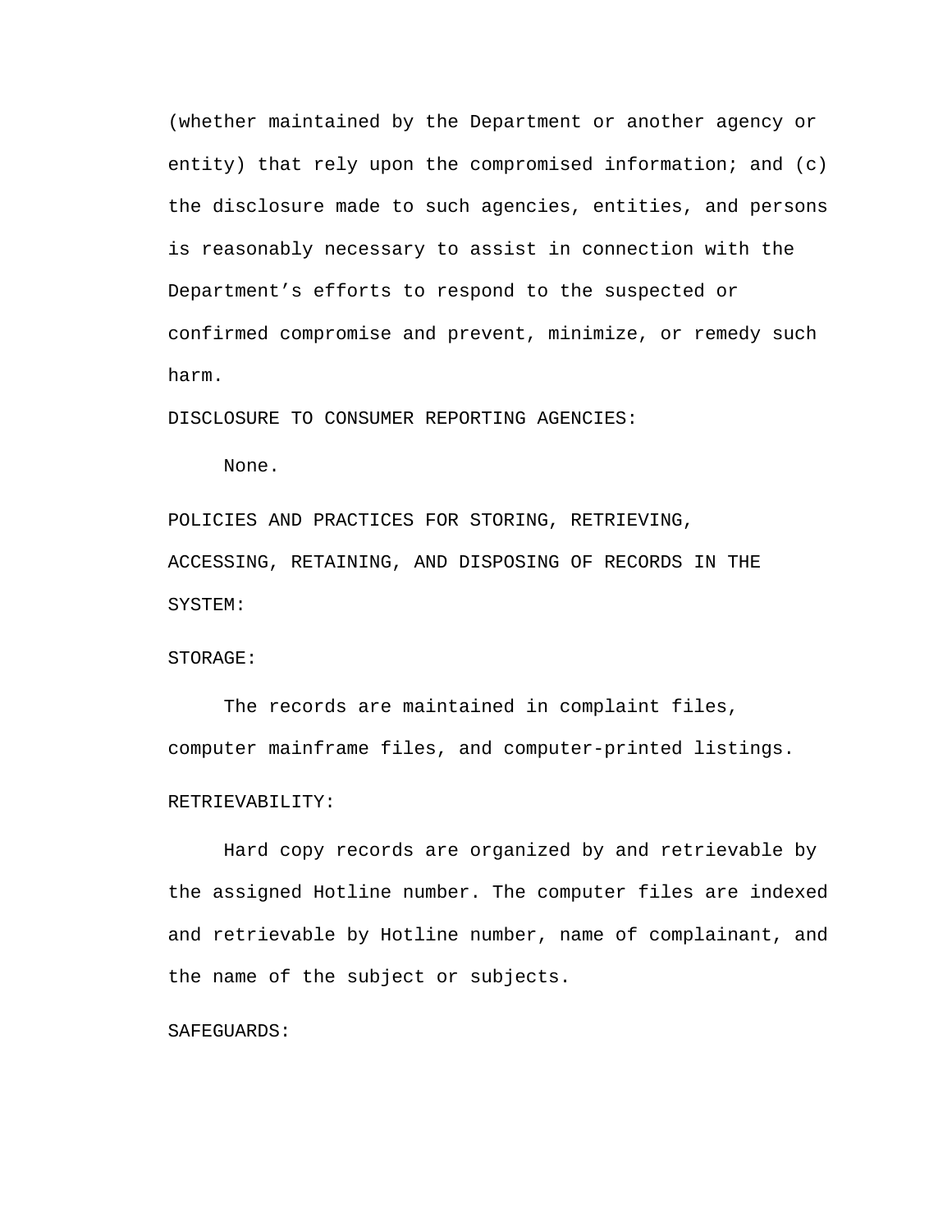(whether maintained by the Department or another agency or entity) that rely upon the compromised information; and (c) the disclosure made to such agencies, entities, and persons is reasonably necessary to assist in connection with the Department's efforts to respond to the suspected or confirmed compromise and prevent, minimize, or remedy such harm.

DISCLOSURE TO CONSUMER REPORTING AGENCIES:

None.

POLICIES AND PRACTICES FOR STORING, RETRIEVING, ACCESSING, RETAINING, AND DISPOSING OF RECORDS IN THE SYSTEM:

STORAGE:

The records are maintained in complaint files, computer mainframe files, and computer-printed listings.

RETRIEVABILITY:

Hard copy records are organized by and retrievable by the assigned Hotline number. The computer files are indexed and retrievable by Hotline number, name of complainant, and the name of the subject or subjects.

SAFEGUARDS: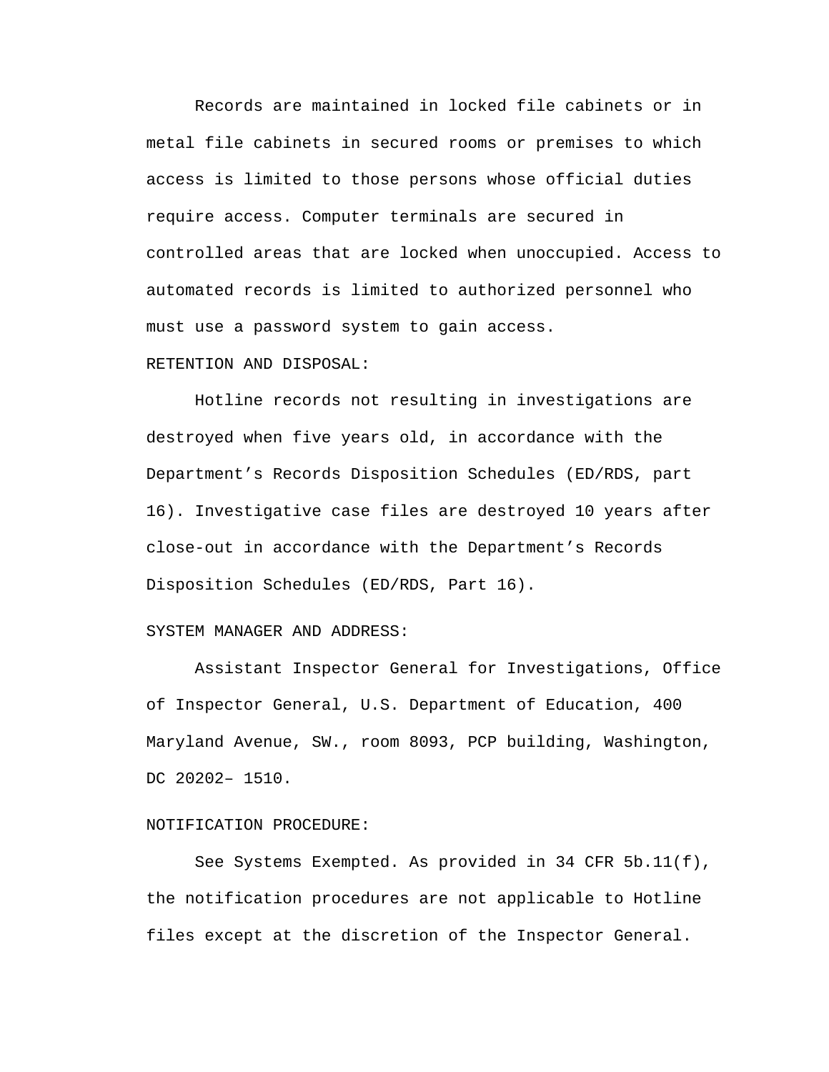Records are maintained in locked file cabinets or in metal file cabinets in secured rooms or premises to which access is limited to those persons whose official duties require access. Computer terminals are secured in controlled areas that are locked when unoccupied. Access to automated records is limited to authorized personnel who must use a password system to gain access.

RETENTION AND DISPOSAL:

Hotline records not resulting in investigations are destroyed when five years old, in accordance with the Department’s Records Disposition Schedules (ED/RDS, part 16). Investigative case files are destroyed 10 years after close-out in accordance with the Department’s Records Disposition Schedules (ED/RDS, Part 16).

SYSTEM MANAGER AND ADDRESS:

Assistant Inspector General for Investigations, Office of Inspector General, U.S. Department of Education, 400 Maryland Avenue, SW., room 8093, PCP building, Washington, DC 20202– 1510.

NOTIFICATION PROCEDURE:

See Systems Exempted. As provided in 34 CFR 5b.11(f), the notification procedures are not applicable to Hotline files except at the discretion of the Inspector General.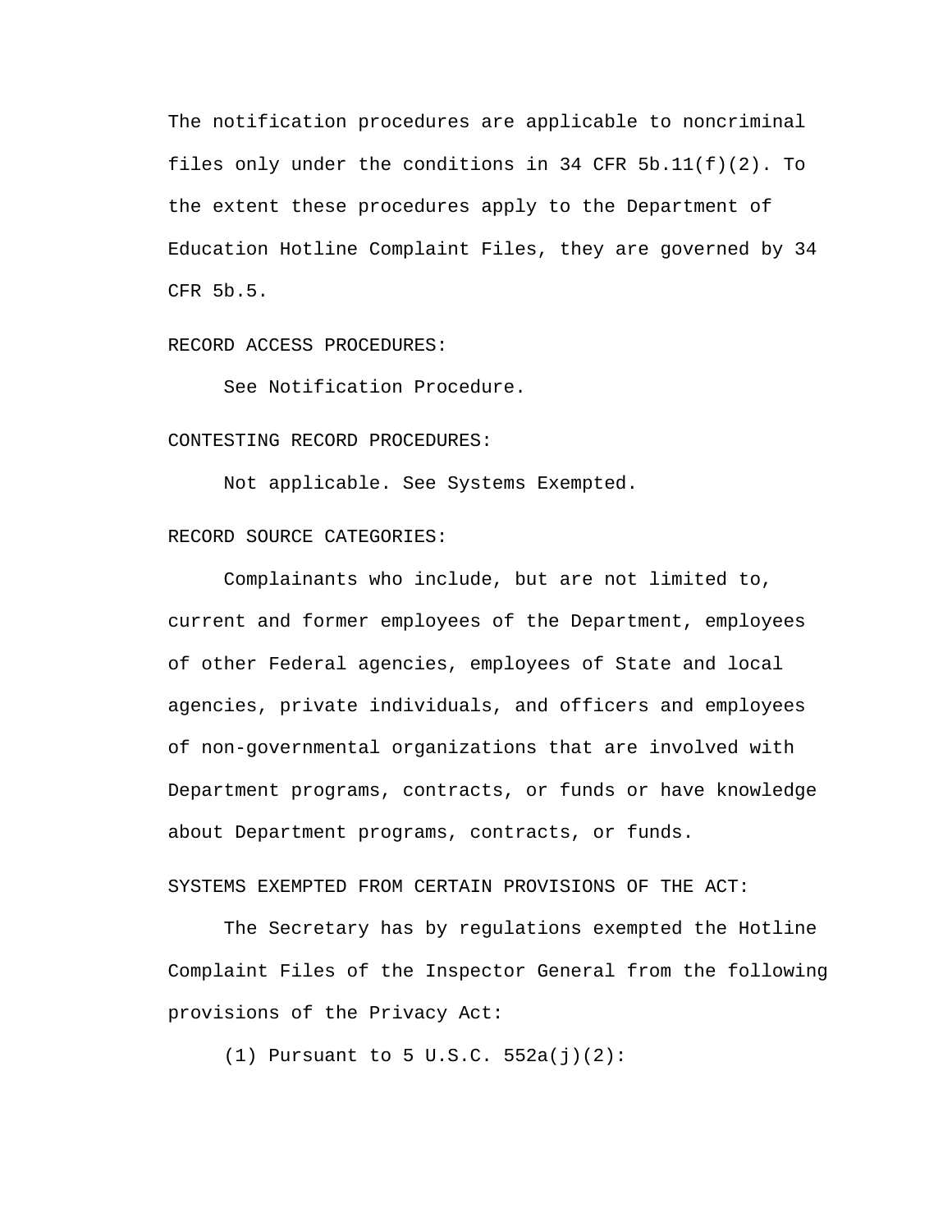The notification procedures are applicable to noncriminal files only under the conditions in 34 CFR 5b.11(f)(2). To the extent these procedures apply to the Department of Education Hotline Complaint Files, they are governed by 34 CFR 5b.5.

RECORD ACCESS PROCEDURES:

See Notification Procedure.

CONTESTING RECORD PROCEDURES:

Not applicable. See Systems Exempted.

RECORD SOURCE CATEGORIES:

Complainants who include, but are not limited to, current and former employees of the Department, employees of other Federal agencies, employees of State and local agencies, private individuals, and officers and employees of non-governmental organizations that are involved with Department programs, contracts, or funds or have knowledge about Department programs, contracts, or funds.

SYSTEMS EXEMPTED FROM CERTAIN PROVISIONS OF THE ACT:

The Secretary has by regulations exempted the Hotline Complaint Files of the Inspector General from the following provisions of the Privacy Act:

(1) Pursuant to 5 U.S.C. 552a(j)(2):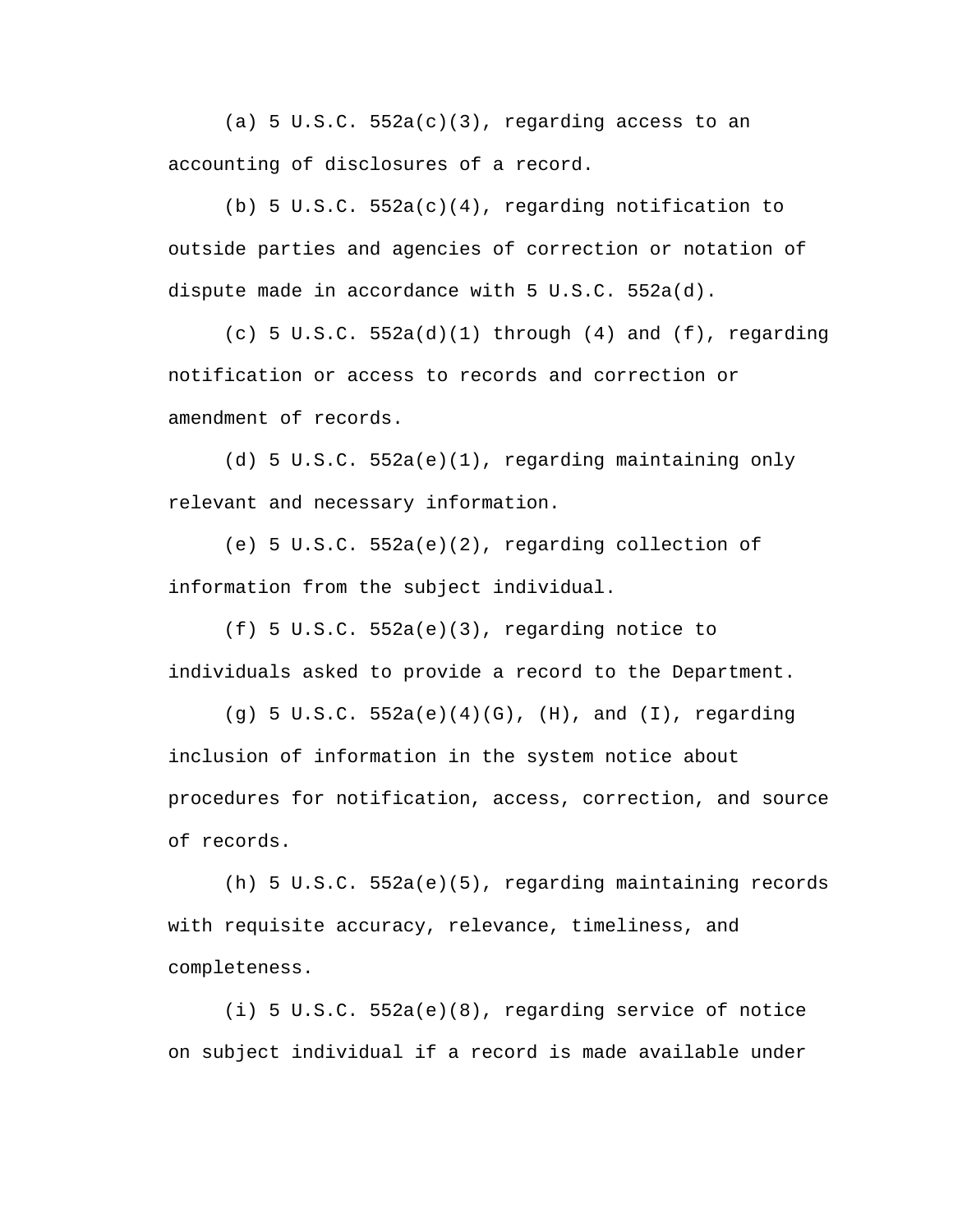(a) 5 U.S.C. 552a(c)(3), regarding access to an accounting of disclosures of a record.

(b) 5 U.S.C. 552a(c)(4), regarding notification to outside parties and agencies of correction or notation of dispute made in accordance with 5 U.S.C. 552a(d).

(c) 5 U.S.C. 552a(d)(1) through (4) and (f), regarding notification or access to records and correction or amendment of records.

(d) 5 U.S.C. 552a(e)(1), regarding maintaining only relevant and necessary information.

(e) 5 U.S.C. 552a(e)(2), regarding collection of information from the subject individual.

(f) 5 U.S.C. 552a(e)(3), regarding notice to individuals asked to provide a record to the Department.

(g) 5 U.S.C. 552a(e)(4)(G), (H), and (I), regarding inclusion of information in the system notice about procedures for notification, access, correction, and source of records.

(h) 5 U.S.C. 552a(e)(5), regarding maintaining records with requisite accuracy, relevance, timeliness, and completeness.

(i) 5 U.S.C. 552a(e)(8), regarding service of notice on subject individual if a record is made available under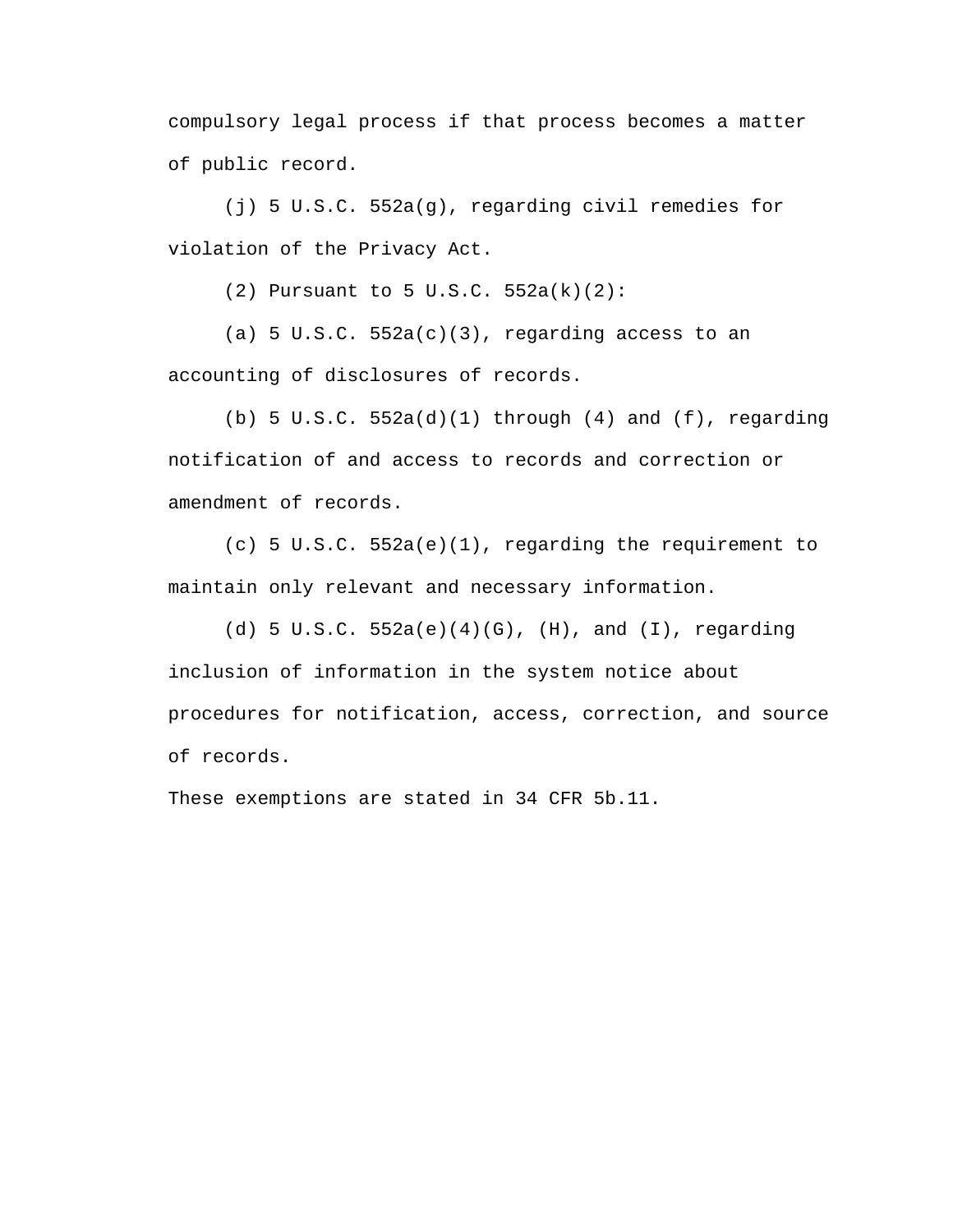compulsory legal process if that process becomes a matter of public record.

(j) 5 U.S.C. 552a(g), regarding civil remedies for violation of the Privacy Act.

(2) Pursuant to 5 U.S.C. 552a(k)(2):

(a) 5 U.S.C. 552a(c)(3), regarding access to an accounting of disclosures of records.

(b) 5 U.S.C. 552a(d)(1) through (4) and (f), regarding notification of and access to records and correction or amendment of records.

(c) 5 U.S.C. 552a(e)(1), regarding the requirement to maintain only relevant and necessary information.

(d) 5 U.S.C. 552a(e)(4)(G), (H), and (I), regarding inclusion of information in the system notice about procedures for notification, access, correction, and source of records.

These exemptions are stated in 34 CFR 5b.11.